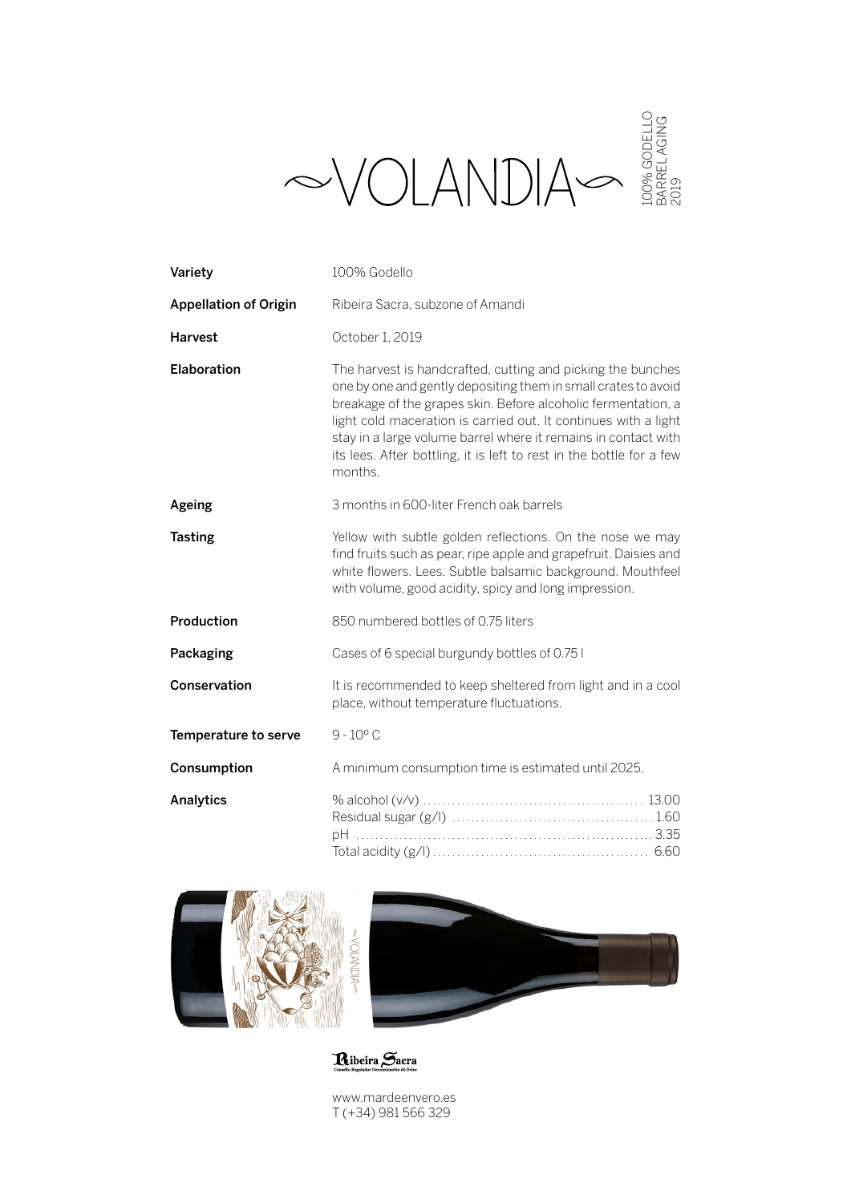# ~VOLANDIA~

100% GODELLO
BARREL AGING
2019

| | |
|---|---|
| **Variety** | 100% Godello |
| **Appellation of Origin** | Ribeira Sacra, subzone of Amandi |
| **Harvest** | October 1, 2019 |
| **Elaboration** | The harvest is handcrafted, cutting and picking the bunches one by one and gently depositing them in small crates to avoid breakage of the grapes skin. Before alcoholic fermentation, a light cold maceration is carried out. It continues with a light stay in a large volume barrel where it remains in contact with its lees. After bottling, it is left to rest in the bottle for a few months. |
| **Ageing** | 3 months in 600-liter French oak barrels |
| **Tasting** | Yellow with subtle golden reflections. On the nose we may find fruits such as pear, ripe apple and grapefruit. Daisies and white flowers. Lees. Subtle balsamic background. Mouthfeel with volume, good acidity, spicy and long impression. |
| **Production** | 850 numbered bottles of 0.75 liters |
| **Packaging** | Cases of 6 special burgundy bottles of 0.75 l |
| **Conservation** | It is recommended to keep sheltered from light and in a cool place, without temperature fluctuations. |
| **Temperature to serve** | 9 - 10º C |
| **Consumption** | A minimum consumption time is estimated until 2025. |
| **Analytics** | % alcohol (v/v) ............ 13.00<br>Residual sugar (g/l) ............ 1.60<br>pH ............ 3.35<br>Total acidity (g/l) ............ 6.60 |

Ribeira Sacra
Consello Regulador Denominación de Orixe

www.mardeenvero.es
T (+34) 981 566 329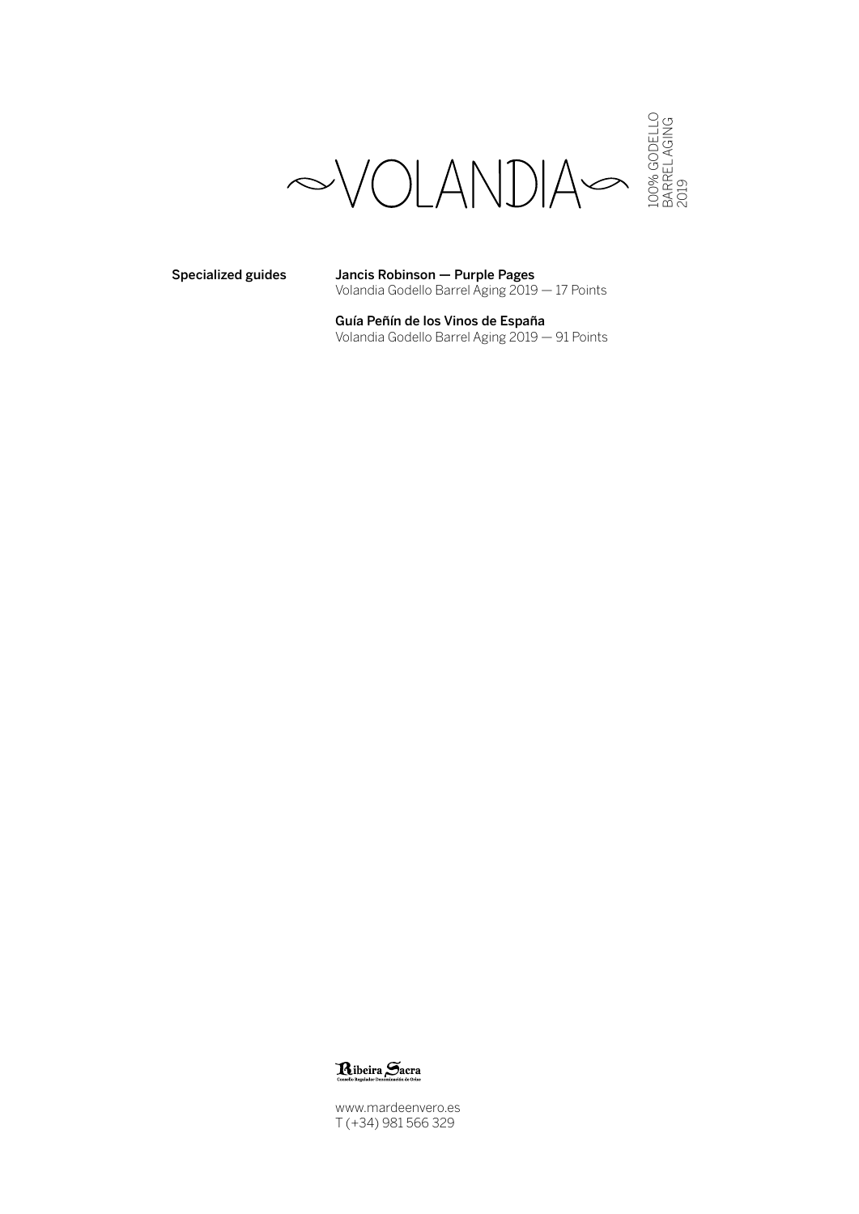# ~VOLANDIA~

100% GODELLO
BARREL AGING
2019

**Specialized guides**

**Jancis Robinson — Purple Pages**
Volandia Godello Barrel Aging 2019 — 17 Points

**Guía Peñín de los Vinos de España**
Volandia Godello Barrel Aging 2019 — 91 Points

Ribeira Sacra
Consello Regulador Denominación de Orixe

www.mardeenvero.es
T (+34) 981 566 329